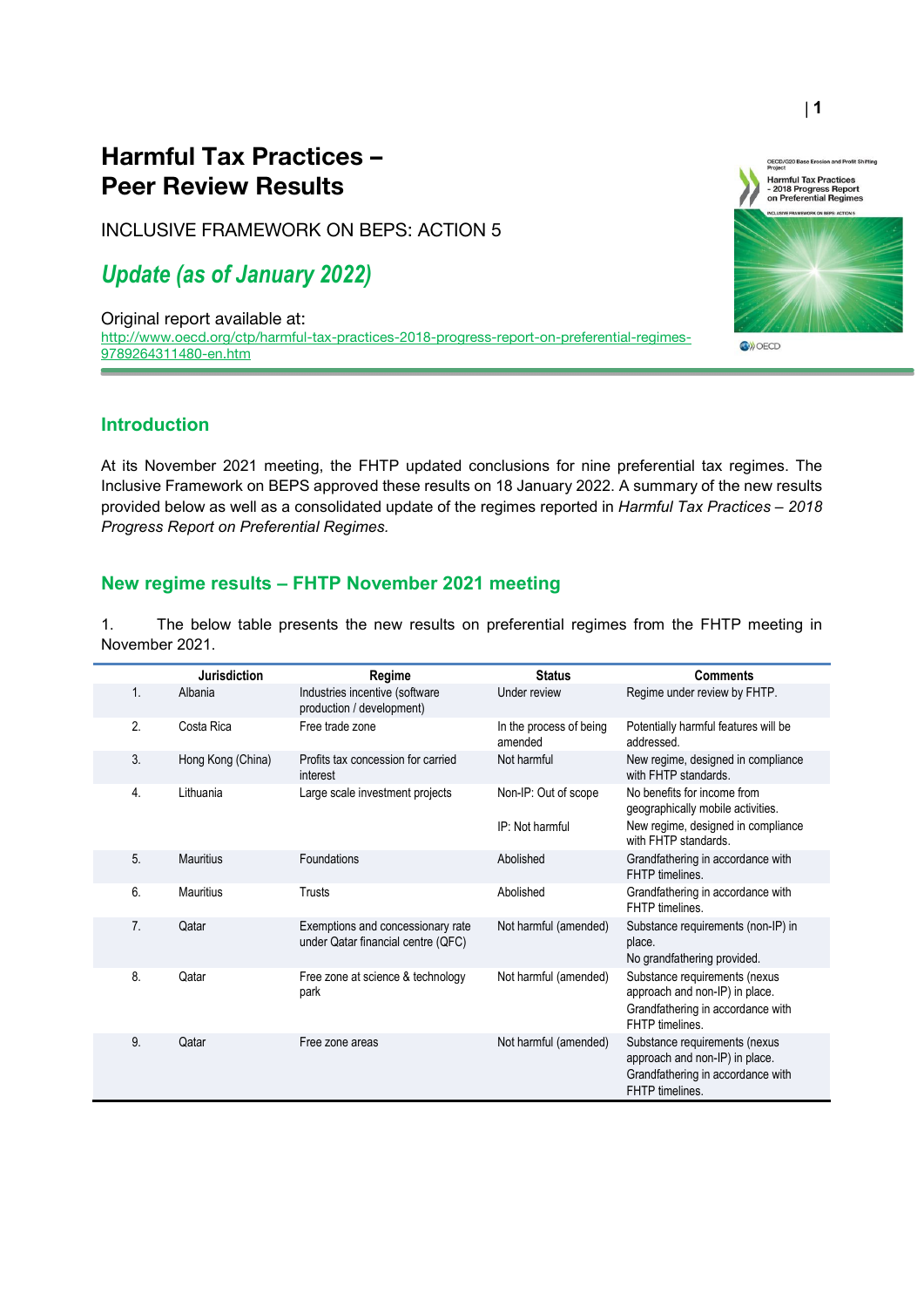# Harmful Tax Practices – Peer Review Results

INCLUSIVE FRAMEWORK ON BEPS: ACTION 5

## *Update (as of January 2022)*

Original report available at:
http://www.oecd.org/ctp/harmful-tax-practices-2018-progress-report-on-preferential-regimes-9789264311480-en.htm

## Introduction

At its November 2021 meeting, the FHTP updated conclusions for nine preferential tax regimes. The Inclusive Framework on BEPS approved these results on 18 January 2022. A summary of the new results provided below as well as a consolidated update of the regimes reported in *Harmful Tax Practices – 2018 Progress Report on Preferential Regimes.*

## New regime results – FHTP November 2021 meeting

1. The below table presents the new results on preferential regimes from the FHTP meeting in November 2021.

| | Jurisdiction | Regime | Status | Comments |
|---|---|---|---|---|
| 1. | Albania | Industries incentive (software production / development) | Under review | Regime under review by FHTP. |
| 2. | Costa Rica | Free trade zone | In the process of being amended | Potentially harmful features will be addressed. |
| 3. | Hong Kong (China) | Profits tax concession for carried interest | Not harmful | New regime, designed in compliance with FHTP standards. |
| 4. | Lithuania | Large scale investment projects | Non-IP: Out of scope<br><br>IP: Not harmful | No benefits for income from geographically mobile activities.<br>New regime, designed in compliance with FHTP standards. |
| 5. | Mauritius | Foundations | Abolished | Grandfathering in accordance with FHTP timelines. |
| 6. | Mauritius | Trusts | Abolished | Grandfathering in accordance with FHTP timelines. |
| 7. | Qatar | Exemptions and concessionary rate under Qatar financial centre (QFC) | Not harmful (amended) | Substance requirements (non-IP) in place.<br>No grandfathering provided. |
| 8. | Qatar | Free zone at science & technology park | Not harmful (amended) | Substance requirements (nexus approach and non-IP) in place.<br>Grandfathering in accordance with FHTP timelines. |
| 9. | Qatar | Free zone areas | Not harmful (amended) | Substance requirements (nexus approach and non-IP) in place.<br>Grandfathering in accordance with FHTP timelines. |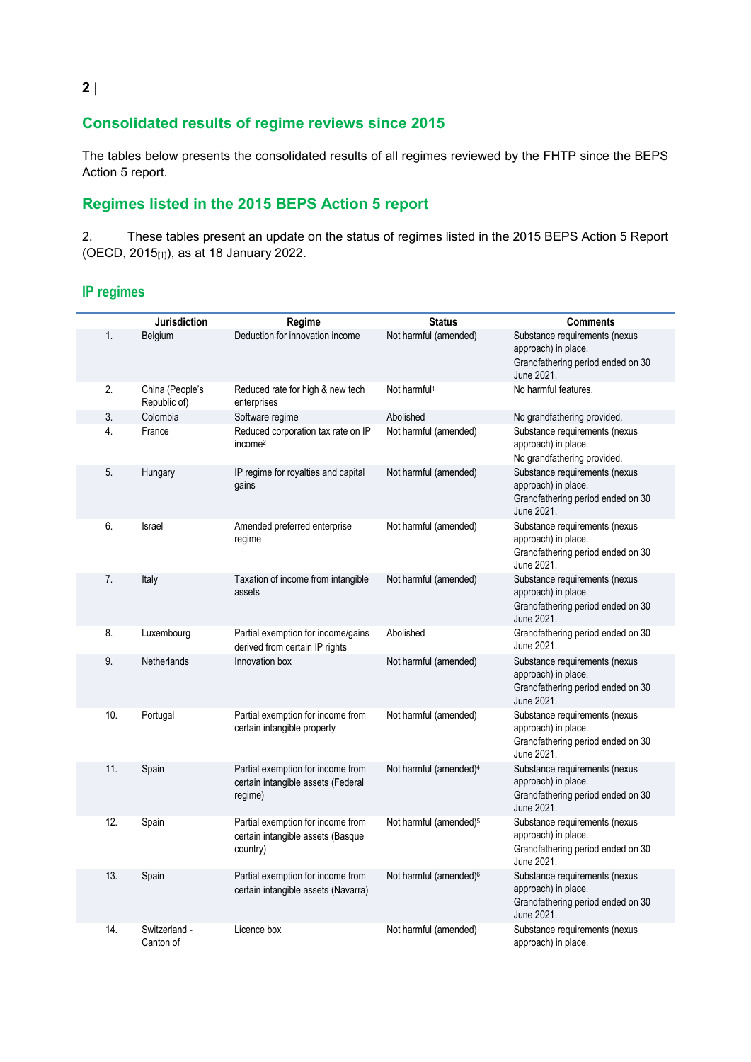## Consolidated results of regime reviews since 2015

The tables below presents the consolidated results of all regimes reviewed by the FHTP since the BEPS Action 5 report.

## Regimes listed in the 2015 BEPS Action 5 report

2. These tables present an update on the status of regimes listed in the 2015 BEPS Action 5 Report (OECD, 2015[1]), as at 18 January 2022.

### IP regimes

| | Jurisdiction | Regime | Status | Comments |
|---|---|---|---|---|
| 1. | Belgium | Deduction for innovation income | Not harmful (amended) | Substance requirements (nexus approach) in place. Grandfathering period ended on 30 June 2021. |
| 2. | China (People's Republic of) | Reduced rate for high & new tech enterprises | Not harmful[1] | No harmful features. |
| 3. | Colombia | Software regime | Abolished | No grandfathering provided. |
| 4. | France | Reduced corporation tax rate on IP income[2] | Not harmful (amended) | Substance requirements (nexus approach) in place. No grandfathering provided. |
| 5. | Hungary | IP regime for royalties and capital gains | Not harmful (amended) | Substance requirements (nexus approach) in place. Grandfathering period ended on 30 June 2021. |
| 6. | Israel | Amended preferred enterprise regime | Not harmful (amended) | Substance requirements (nexus approach) in place. Grandfathering period ended on 30 June 2021. |
| 7. | Italy | Taxation of income from intangible assets | Not harmful (amended) | Substance requirements (nexus approach) in place. Grandfathering period ended on 30 June 2021. |
| 8. | Luxembourg | Partial exemption for income/gains derived from certain IP rights | Abolished | Grandfathering period ended on 30 June 2021. |
| 9. | Netherlands | Innovation box | Not harmful (amended) | Substance requirements (nexus approach) in place. Grandfathering period ended on 30 June 2021. |
| 10. | Portugal | Partial exemption for income from certain intangible property | Not harmful (amended) | Substance requirements (nexus approach) in place. Grandfathering period ended on 30 June 2021. |
| 11. | Spain | Partial exemption for income from certain intangible assets (Federal regime) | Not harmful (amended)[4] | Substance requirements (nexus approach) in place. Grandfathering period ended on 30 June 2021. |
| 12. | Spain | Partial exemption for income from certain intangible assets (Basque country) | Not harmful (amended)[5] | Substance requirements (nexus approach) in place. Grandfathering period ended on 30 June 2021. |
| 13. | Spain | Partial exemption for income from certain intangible assets (Navarra) | Not harmful (amended)[6] | Substance requirements (nexus approach) in place. Grandfathering period ended on 30 June 2021. |
| 14. | Switzerland - Canton of | Licence box | Not harmful (amended) | Substance requirements (nexus approach) in place. |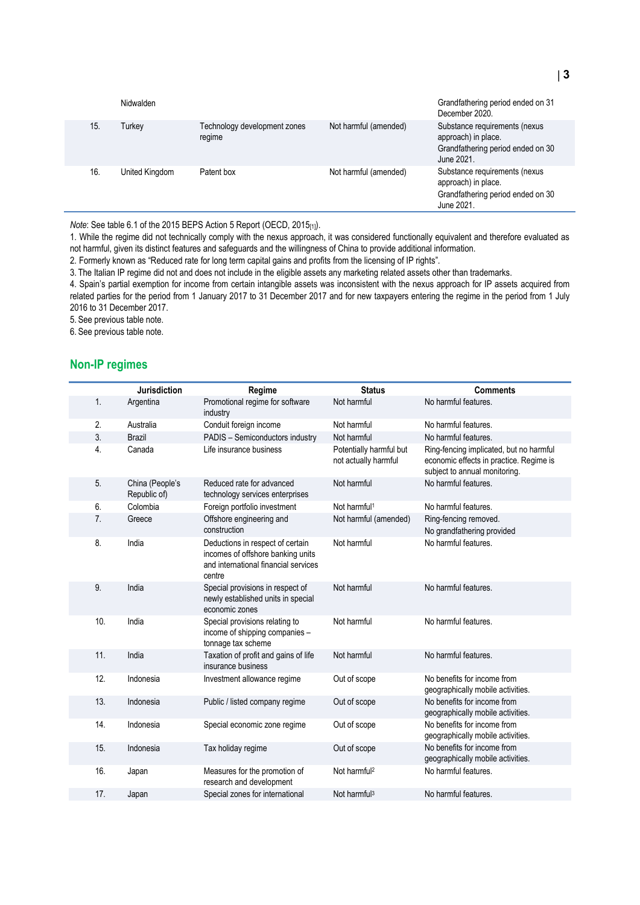| | | | | |
|---|---|---|---|---|
| | Nidwalden | | | Grandfathering period ended on 31 December 2020. |
| 15. | Turkey | Technology development zones regime | Not harmful (amended) | Substance requirements (nexus approach) in place. Grandfathering period ended on 30 June 2021. |
| 16. | United Kingdom | Patent box | Not harmful (amended) | Substance requirements (nexus approach) in place. Grandfathering period ended on 30 June 2021. |

*Note*: See table 6.1 of the 2015 BEPS Action 5 Report (OECD, 2015[1]).

1. While the regime did not technically comply with the nexus approach, it was considered functionally equivalent and therefore evaluated as not harmful, given its distinct features and safeguards and the willingness of China to provide additional information.
2. Formerly known as "Reduced rate for long term capital gains and profits from the licensing of IP rights".
3. The Italian IP regime did not and does not include in the eligible assets any marketing related assets other than trademarks.
4. Spain's partial exemption for income from certain intangible assets was inconsistent with the nexus approach for IP assets acquired from related parties for the period from 1 January 2017 to 31 December 2017 and for new taxpayers entering the regime in the period from 1 July 2016 to 31 December 2017.
5. See previous table note.
6. See previous table note.

## Non-IP regimes

| | Jurisdiction | Regime | Status | Comments |
|---|---|---|---|---|
| 1. | Argentina | Promotional regime for software industry | Not harmful | No harmful features. |
| 2. | Australia | Conduit foreign income | Not harmful | No harmful features. |
| 3. | Brazil | PADIS – Semiconductors industry | Not harmful | No harmful features. |
| 4. | Canada | Life insurance business | Potentially harmful but not actually harmful | Ring-fencing implicated, but no harmful economic effects in practice. Regime is subject to annual monitoring. |
| 5. | China (People's Republic of) | Reduced rate for advanced technology services enterprises | Not harmful | No harmful features. |
| 6. | Colombia | Foreign portfolio investment | Not harmful[1] | No harmful features. |
| 7. | Greece | Offshore engineering and construction | Not harmful (amended) | Ring-fencing removed. No grandfathering provided |
| 8. | India | Deductions in respect of certain incomes of offshore banking units and international financial services centre | Not harmful | No harmful features. |
| 9. | India | Special provisions in respect of newly established units in special economic zones | Not harmful | No harmful features. |
| 10. | India | Special provisions relating to income of shipping companies – tonnage tax scheme | Not harmful | No harmful features. |
| 11. | India | Taxation of profit and gains of life insurance business | Not harmful | No harmful features. |
| 12. | Indonesia | Investment allowance regime | Out of scope | No benefits for income from geographically mobile activities. |
| 13. | Indonesia | Public / listed company regime | Out of scope | No benefits for income from geographically mobile activities. |
| 14. | Indonesia | Special economic zone regime | Out of scope | No benefits for income from geographically mobile activities. |
| 15. | Indonesia | Tax holiday regime | Out of scope | No benefits for income from geographically mobile activities. |
| 16. | Japan | Measures for the promotion of research and development | Not harmful[2] | No harmful features. |
| 17. | Japan | Special zones for international | Not harmful[3] | No harmful features. |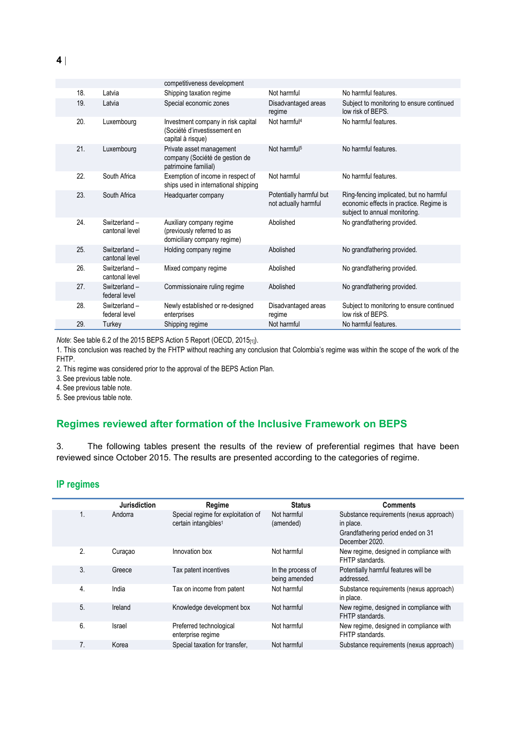|  |  | competitiveness development |  |  |
|---|---|---|---|---|
| 18. | Latvia | Shipping taxation regime | Not harmful | No harmful features. |
| 19. | Latvia | Special economic zones | Disadvantaged areas regime | Subject to monitoring to ensure continued low risk of BEPS. |
| 20. | Luxembourg | Investment company in risk capital (Société d'investissement en capital à risque) | Not harmful[4] | No harmful features. |
| 21. | Luxembourg | Private asset management company (Société de gestion de patrimoine familial) | Not harmful[5] | No harmful features. |
| 22. | South Africa | Exemption of income in respect of ships used in international shipping | Not harmful | No harmful features. |
| 23. | South Africa | Headquarter company | Potentially harmful but not actually harmful | Ring-fencing implicated, but no harmful economic effects in practice. Regime is subject to annual monitoring. |
| 24. | Switzerland – cantonal level | Auxiliary company regime (previously referred to as domiciliary company regime) | Abolished | No grandfathering provided. |
| 25. | Switzerland – cantonal level | Holding company regime | Abolished | No grandfathering provided. |
| 26. | Switzerland – cantonal level | Mixed company regime | Abolished | No grandfathering provided. |
| 27. | Switzerland – federal level | Commissionaire ruling regime | Abolished | No grandfathering provided. |
| 28. | Switzerland – federal level | Newly established or re-designed enterprises | Disadvantaged areas regime | Subject to monitoring to ensure continued low risk of BEPS. |
| 29. | Turkey | Shipping regime | Not harmful | No harmful features. |

*Note*: See table 6.2 of the 2015 BEPS Action 5 Report (OECD, 2015[1]).

1. This conclusion was reached by the FHTP without reaching any conclusion that Colombia's regime was within the scope of the work of the FHTP.

2. This regime was considered prior to the approval of the BEPS Action Plan.

3. See previous table note.

4. See previous table note.

5. See previous table note.

## Regimes reviewed after formation of the Inclusive Framework on BEPS

3. The following tables present the results of the review of preferential regimes that have been reviewed since October 2015. The results are presented according to the categories of regime.

### IP regimes

|  | Jurisdiction | Regime | Status | Comments |
|---|---|---|---|---|
| 1. | Andorra | Special regime for exploitation of certain intangibles[1] | Not harmful (amended) | Substance requirements (nexus approach) in place. Grandfathering period ended on 31 December 2020. |
| 2. | Curaçao | Innovation box | Not harmful | New regime, designed in compliance with FHTP standards. |
| 3. | Greece | Tax patent incentives | In the process of being amended | Potentially harmful features will be addressed. |
| 4. | India | Tax on income from patent | Not harmful | Substance requirements (nexus approach) in place. |
| 5. | Ireland | Knowledge development box | Not harmful | New regime, designed in compliance with FHTP standards. |
| 6. | Israel | Preferred technological enterprise regime | Not harmful | New regime, designed in compliance with FHTP standards. |
| 7. | Korea | Special taxation for transfer, | Not harmful | Substance requirements (nexus approach) |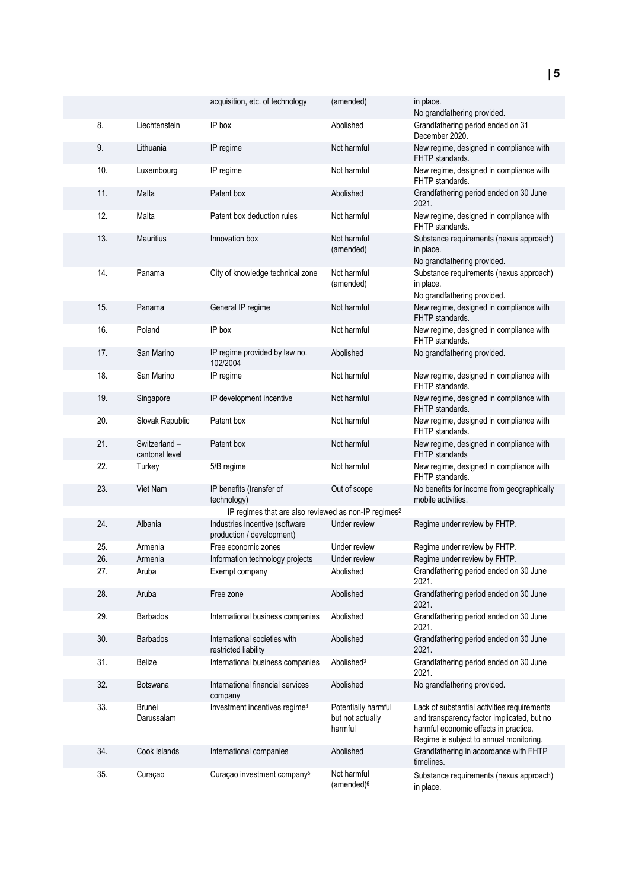|  |  | acquisition, etc. of technology | (amended) | in place.<br>No grandfathering provided. |
|---|---|---|---|---|
| 8. | Liechtenstein | IP box | Abolished | Grandfathering period ended on 31 December 2020. |
| 9. | Lithuania | IP regime | Not harmful | New regime, designed in compliance with FHTP standards. |
| 10. | Luxembourg | IP regime | Not harmful | New regime, designed in compliance with FHTP standards. |
| 11. | Malta | Patent box | Abolished | Grandfathering period ended on 30 June 2021. |
| 12. | Malta | Patent box deduction rules | Not harmful | New regime, designed in compliance with FHTP standards. |
| 13. | Mauritius | Innovation box | Not harmful (amended) | Substance requirements (nexus approach) in place.<br>No grandfathering provided. |
| 14. | Panama | City of knowledge technical zone | Not harmful (amended) | Substance requirements (nexus approach) in place.<br>No grandfathering provided. |
| 15. | Panama | General IP regime | Not harmful | New regime, designed in compliance with FHTP standards. |
| 16. | Poland | IP box | Not harmful | New regime, designed in compliance with FHTP standards. |
| 17. | San Marino | IP regime provided by law no. 102/2004 | Abolished | No grandfathering provided. |
| 18. | San Marino | IP regime | Not harmful | New regime, designed in compliance with FHTP standards. |
| 19. | Singapore | IP development incentive | Not harmful | New regime, designed in compliance with FHTP standards. |
| 20. | Slovak Republic | Patent box | Not harmful | New regime, designed in compliance with FHTP standards. |
| 21. | Switzerland – cantonal level | Patent box | Not harmful | New regime, designed in compliance with FHTP standards |
| 22. | Turkey | 5/B regime | Not harmful | New regime, designed in compliance with FHTP standards. |
| 23. | Viet Nam | IP benefits (transfer of technology) | Out of scope | No benefits for income from geographically mobile activities. |
|  |  | IP regimes that are also reviewed as non-IP regimes[2] |  |  |
| 24. | Albania | Industries incentive (software production / development) | Under review | Regime under review by FHTP. |
| 25. | Armenia | Free economic zones | Under review | Regime under review by FHTP. |
| 26. | Armenia | Information technology projects | Under review | Regime under review by FHTP. |
| 27. | Aruba | Exempt company | Abolished | Grandfathering period ended on 30 June 2021. |
| 28. | Aruba | Free zone | Abolished | Grandfathering period ended on 30 June 2021. |
| 29. | Barbados | International business companies | Abolished | Grandfathering period ended on 30 June 2021. |
| 30. | Barbados | International societies with restricted liability | Abolished | Grandfathering period ended on 30 June 2021. |
| 31. | Belize | International business companies | Abolished[3] | Grandfathering period ended on 30 June 2021. |
| 32. | Botswana | International financial services company | Abolished | No grandfathering provided. |
| 33. | Brunei Darussalam | Investment incentives regime[4] | Potentially harmful but not actually harmful | Lack of substantial activities requirements and transparency factor implicated, but no harmful economic effects in practice.<br>Regime is subject to annual monitoring. |
| 34. | Cook Islands | International companies | Abolished | Grandfathering in accordance with FHTP timelines. |
| 35. | Curaçao | Curaçao investment company[5] | Not harmful (amended)[6] | Substance requirements (nexus approach) in place. |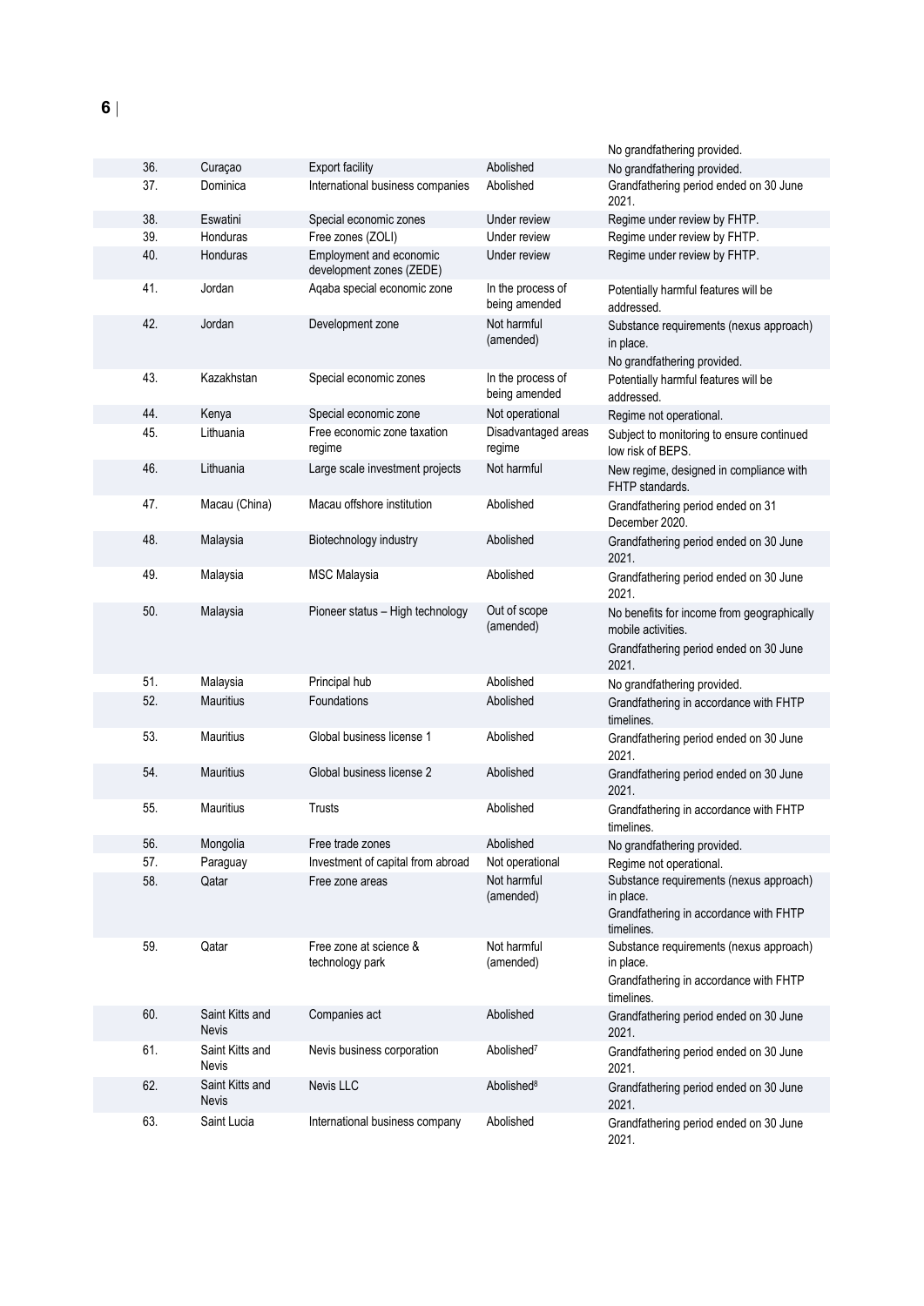| | | | | No grandfathering provided. |
|---|---|---|---|---|
| 36. | Curaçao | Export facility | Abolished | No grandfathering provided. |
| 37. | Dominica | International business companies | Abolished | Grandfathering period ended on 30 June 2021. |
| 38. | Eswatini | Special economic zones | Under review | Regime under review by FHTP. |
| 39. | Honduras | Free zones (ZOLI) | Under review | Regime under review by FHTP. |
| 40. | Honduras | Employment and economic development zones (ZEDE) | Under review | Regime under review by FHTP. |
| 41. | Jordan | Aqaba special economic zone | In the process of being amended | Potentially harmful features will be addressed. |
| 42. | Jordan | Development zone | Not harmful (amended) | Substance requirements (nexus approach) in place.<br>No grandfathering provided. |
| 43. | Kazakhstan | Special economic zones | In the process of being amended | Potentially harmful features will be addressed. |
| 44. | Kenya | Special economic zone | Not operational | Regime not operational. |
| 45. | Lithuania | Free economic zone taxation regime | Disadvantaged areas regime | Subject to monitoring to ensure continued low risk of BEPS. |
| 46. | Lithuania | Large scale investment projects | Not harmful | New regime, designed in compliance with FHTP standards. |
| 47. | Macau (China) | Macau offshore institution | Abolished | Grandfathering period ended on 31 December 2020. |
| 48. | Malaysia | Biotechnology industry | Abolished | Grandfathering period ended on 30 June 2021. |
| 49. | Malaysia | MSC Malaysia | Abolished | Grandfathering period ended on 30 June 2021. |
| 50. | Malaysia | Pioneer status – High technology | Out of scope (amended) | No benefits for income from geographically mobile activities.<br>Grandfathering period ended on 30 June 2021. |
| 51. | Malaysia | Principal hub | Abolished | No grandfathering provided. |
| 52. | Mauritius | Foundations | Abolished | Grandfathering in accordance with FHTP timelines. |
| 53. | Mauritius | Global business license 1 | Abolished | Grandfathering period ended on 30 June 2021. |
| 54. | Mauritius | Global business license 2 | Abolished | Grandfathering period ended on 30 June 2021. |
| 55. | Mauritius | Trusts | Abolished | Grandfathering in accordance with FHTP timelines. |
| 56. | Mongolia | Free trade zones | Abolished | No grandfathering provided. |
| 57. | Paraguay | Investment of capital from abroad | Not operational | Regime not operational. |
| 58. | Qatar | Free zone areas | Not harmful (amended) | Substance requirements (nexus approach) in place.<br>Grandfathering in accordance with FHTP timelines. |
| 59. | Qatar | Free zone at science & technology park | Not harmful (amended) | Substance requirements (nexus approach) in place.<br>Grandfathering in accordance with FHTP timelines. |
| 60. | Saint Kitts and Nevis | Companies act | Abolished | Grandfathering period ended on 30 June 2021. |
| 61. | Saint Kitts and Nevis | Nevis business corporation | Abolished[7] | Grandfathering period ended on 30 June 2021. |
| 62. | Saint Kitts and Nevis | Nevis LLC | Abolished[8] | Grandfathering period ended on 30 June 2021. |
| 63. | Saint Lucia | International business company | Abolished | Grandfathering period ended on 30 June 2021. |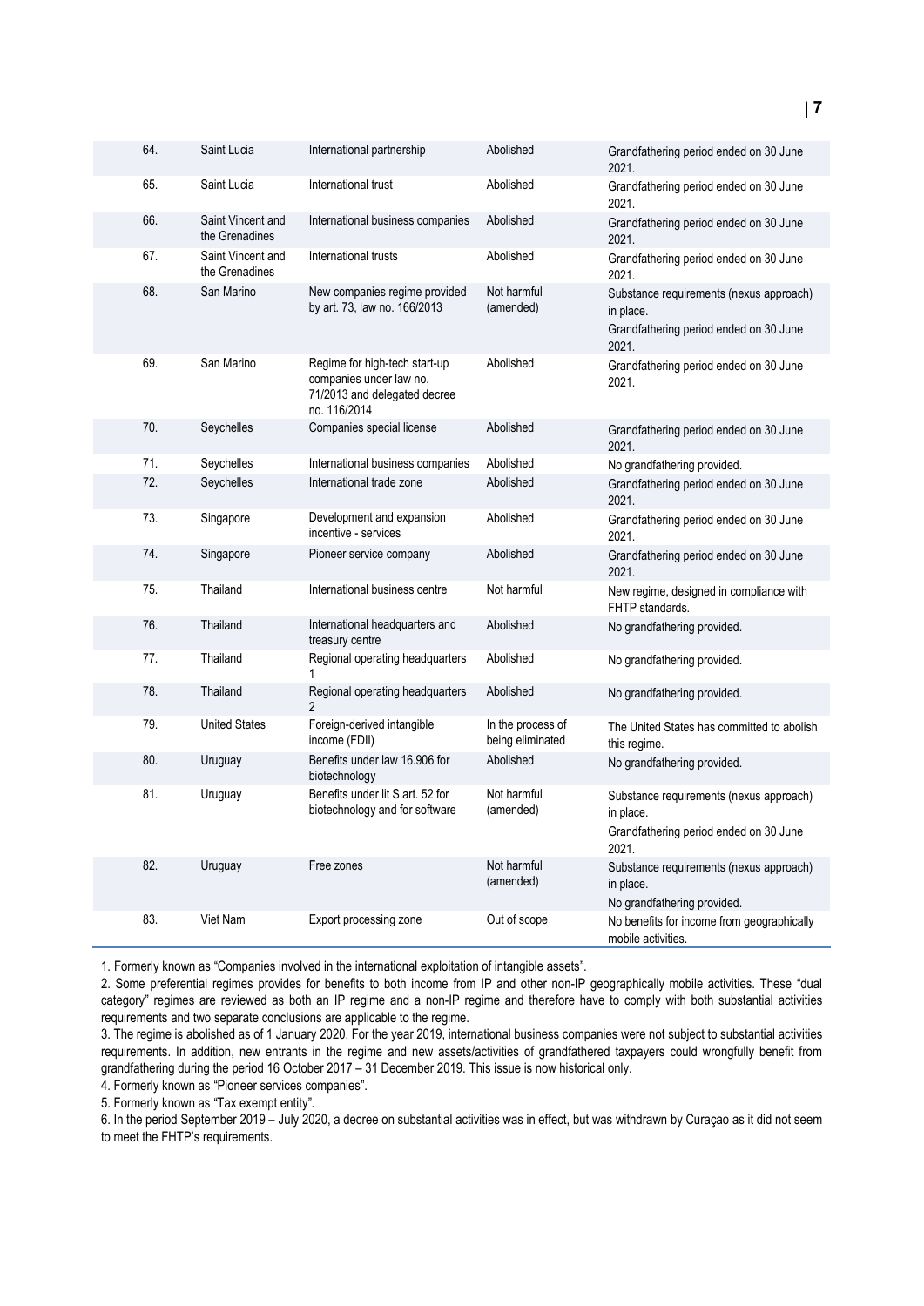| | | | | |
|---|---|---|---|---|
| 64. | Saint Lucia | International partnership | Abolished | Grandfathering period ended on 30 June 2021. |
| 65. | Saint Lucia | International trust | Abolished | Grandfathering period ended on 30 June 2021. |
| 66. | Saint Vincent and the Grenadines | International business companies | Abolished | Grandfathering period ended on 30 June 2021. |
| 67. | Saint Vincent and the Grenadines | International trusts | Abolished | Grandfathering period ended on 30 June 2021. |
| 68. | San Marino | New companies regime provided by art. 73, law no. 166/2013 | Not harmful (amended) | Substance requirements (nexus approach) in place.<br>Grandfathering period ended on 30 June 2021. |
| 69. | San Marino | Regime for high-tech start-up companies under law no. 71/2013 and delegated decree no. 116/2014 | Abolished | Grandfathering period ended on 30 June 2021. |
| 70. | Seychelles | Companies special license | Abolished | Grandfathering period ended on 30 June 2021. |
| 71. | Seychelles | International business companies | Abolished | No grandfathering provided. |
| 72. | Seychelles | International trade zone | Abolished | Grandfathering period ended on 30 June 2021. |
| 73. | Singapore | Development and expansion incentive - services | Abolished | Grandfathering period ended on 30 June 2021. |
| 74. | Singapore | Pioneer service company | Abolished | Grandfathering period ended on 30 June 2021. |
| 75. | Thailand | International business centre | Not harmful | New regime, designed in compliance with FHTP standards. |
| 76. | Thailand | International headquarters and treasury centre | Abolished | No grandfathering provided. |
| 77. | Thailand | Regional operating headquarters 1 | Abolished | No grandfathering provided. |
| 78. | Thailand | Regional operating headquarters 2 | Abolished | No grandfathering provided. |
| 79. | United States | Foreign-derived intangible income (FDII) | In the process of being eliminated | The United States has committed to abolish this regime. |
| 80. | Uruguay | Benefits under law 16.906 for biotechnology | Abolished | No grandfathering provided. |
| 81. | Uruguay | Benefits under lit S art. 52 for biotechnology and for software | Not harmful (amended) | Substance requirements (nexus approach) in place.<br>Grandfathering period ended on 30 June 2021. |
| 82. | Uruguay | Free zones | Not harmful (amended) | Substance requirements (nexus approach) in place.<br>No grandfathering provided. |
| 83. | Viet Nam | Export processing zone | Out of scope | No benefits for income from geographically mobile activities. |

1. Formerly known as "Companies involved in the international exploitation of intangible assets".

2. Some preferential regimes provides for benefits to both income from IP and other non-IP geographically mobile activities. These "dual category" regimes are reviewed as both an IP regime and a non-IP regime and therefore have to comply with both substantial activities requirements and two separate conclusions are applicable to the regime.

3. The regime is abolished as of 1 January 2020. For the year 2019, international business companies were not subject to substantial activities requirements. In addition, new entrants in the regime and new assets/activities of grandfathered taxpayers could wrongfully benefit from grandfathering during the period 16 October 2017 – 31 December 2019. This issue is now historical only.

4. Formerly known as "Pioneer services companies".

5. Formerly known as "Tax exempt entity".

6. In the period September 2019 – July 2020, a decree on substantial activities was in effect, but was withdrawn by Curaçao as it did not seem to meet the FHTP's requirements.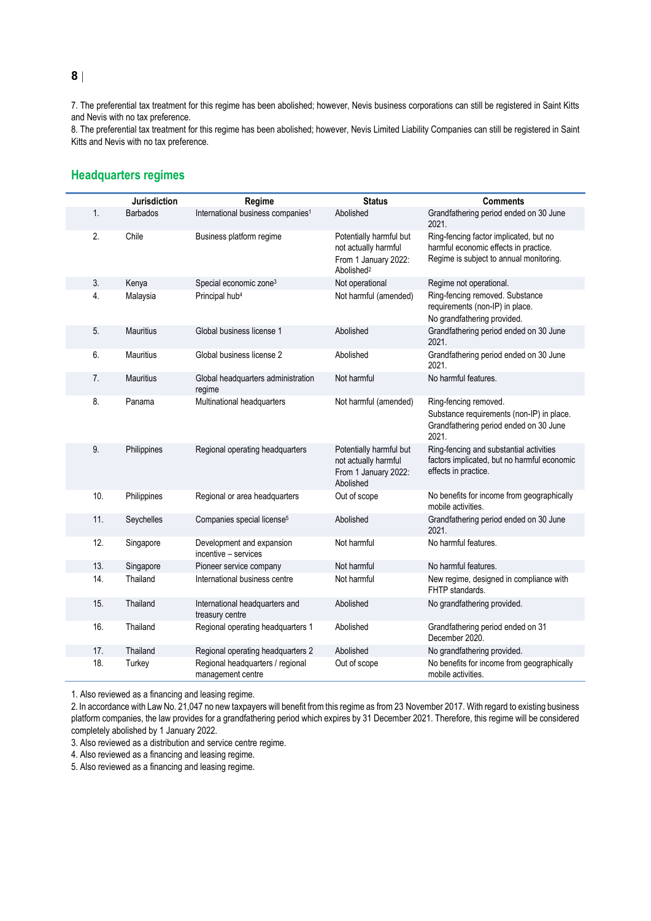7. The preferential tax treatment for this regime has been abolished; however, Nevis business corporations can still be registered in Saint Kitts and Nevis with no tax preference.
8. The preferential tax treatment for this regime has been abolished; however, Nevis Limited Liability Companies can still be registered in Saint Kitts and Nevis with no tax preference.

## Headquarters regimes

| | Jurisdiction | Regime | Status | Comments |
|---|---|---|---|---|
| 1. | Barbados | International business companies[1] | Abolished | Grandfathering period ended on 30 June 2021. |
| 2. | Chile | Business platform regime | Potentially harmful but not actually harmful<br>From 1 January 2022: Abolished[2] | Ring-fencing factor implicated, but no harmful economic effects in practice. Regime is subject to annual monitoring. |
| 3. | Kenya | Special economic zone[3] | Not operational | Regime not operational. |
| 4. | Malaysia | Principal hub[4] | Not harmful (amended) | Ring-fencing removed. Substance requirements (non-IP) in place.<br>No grandfathering provided. |
| 5. | Mauritius | Global business license 1 | Abolished | Grandfathering period ended on 30 June 2021. |
| 6. | Mauritius | Global business license 2 | Abolished | Grandfathering period ended on 30 June 2021. |
| 7. | Mauritius | Global headquarters administration regime | Not harmful | No harmful features. |
| 8. | Panama | Multinational headquarters | Not harmful (amended) | Ring-fencing removed.<br>Substance requirements (non-IP) in place.<br>Grandfathering period ended on 30 June 2021. |
| 9. | Philippines | Regional operating headquarters | Potentially harmful but not actually harmful<br>From 1 January 2022: Abolished | Ring-fencing and substantial activities factors implicated, but no harmful economic effects in practice. |
| 10. | Philippines | Regional or area headquarters | Out of scope | No benefits for income from geographically mobile activities. |
| 11. | Seychelles | Companies special license[5] | Abolished | Grandfathering period ended on 30 June 2021. |
| 12. | Singapore | Development and expansion incentive – services | Not harmful | No harmful features. |
| 13. | Singapore | Pioneer service company | Not harmful | No harmful features. |
| 14. | Thailand | International business centre | Not harmful | New regime, designed in compliance with FHTP standards. |
| 15. | Thailand | International headquarters and treasury centre | Abolished | No grandfathering provided. |
| 16. | Thailand | Regional operating headquarters 1 | Abolished | Grandfathering period ended on 31 December 2020. |
| 17. | Thailand | Regional operating headquarters 2 | Abolished | No grandfathering provided. |
| 18. | Turkey | Regional headquarters / regional management centre | Out of scope | No benefits for income from geographically mobile activities. |

1. Also reviewed as a financing and leasing regime.
2. In accordance with Law No. 21,047 no new taxpayers will benefit from this regime as from 23 November 2017. With regard to existing business platform companies, the law provides for a grandfathering period which expires by 31 December 2021. Therefore, this regime will be considered completely abolished by 1 January 2022.
3. Also reviewed as a distribution and service centre regime.
4. Also reviewed as a financing and leasing regime.
5. Also reviewed as a financing and leasing regime.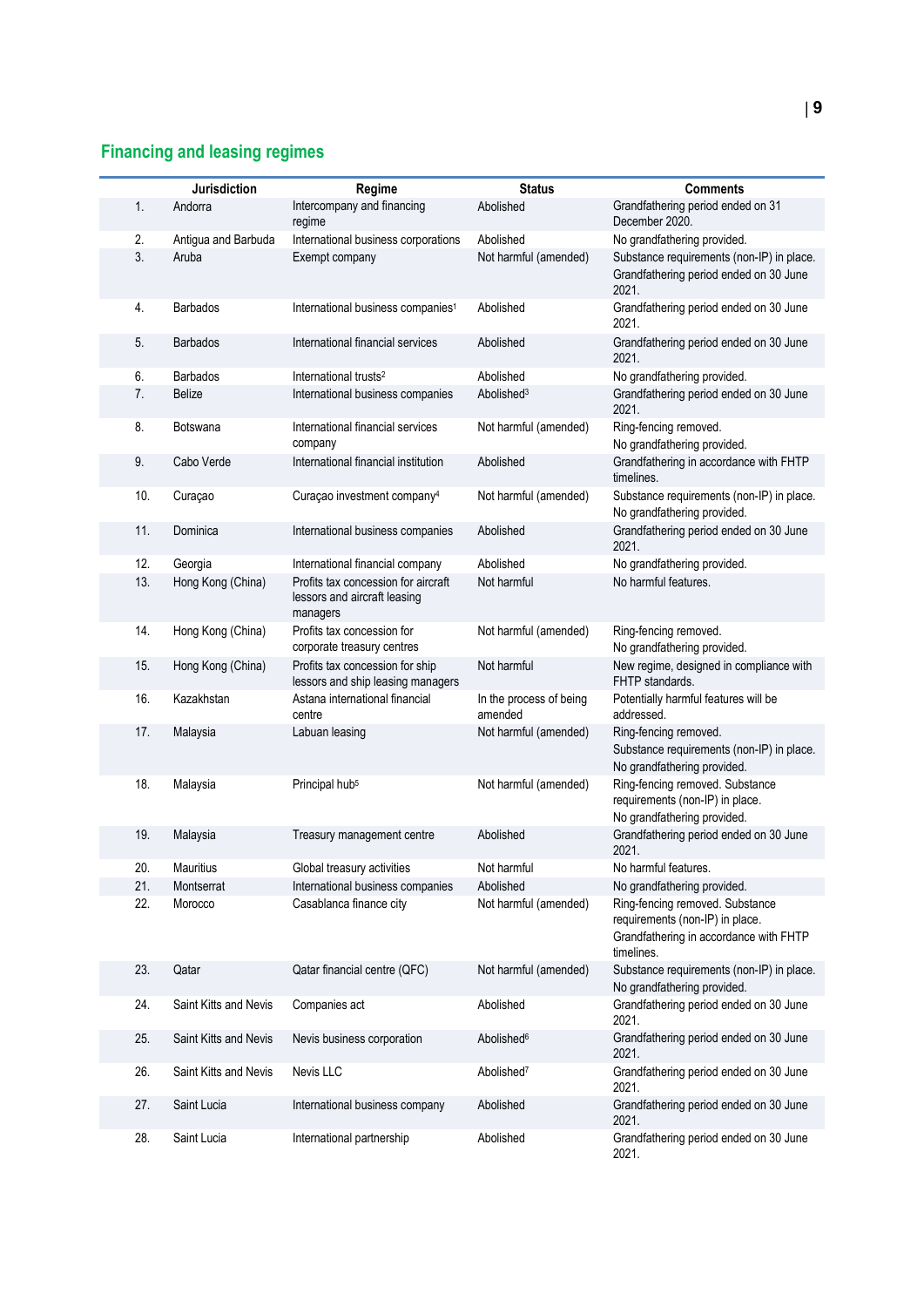## Financing and leasing regimes

| | Jurisdiction | Regime | Status | Comments |
|---|---|---|---|---|
| 1. | Andorra | Intercompany and financing regime | Abolished | Grandfathering period ended on 31 December 2020. |
| 2. | Antigua and Barbuda | International business corporations | Abolished | No grandfathering provided. |
| 3. | Aruba | Exempt company | Not harmful (amended) | Substance requirements (non-IP) in place. Grandfathering period ended on 30 June 2021. |
| 4. | Barbados | International business companies[1] | Abolished | Grandfathering period ended on 30 June 2021. |
| 5. | Barbados | International financial services | Abolished | Grandfathering period ended on 30 June 2021. |
| 6. | Barbados | International trusts[2] | Abolished | No grandfathering provided. |
| 7. | Belize | International business companies | Abolished[3] | Grandfathering period ended on 30 June 2021. |
| 8. | Botswana | International financial services company | Not harmful (amended) | Ring-fencing removed. No grandfathering provided. |
| 9. | Cabo Verde | International financial institution | Abolished | Grandfathering in accordance with FHTP timelines. |
| 10. | Curaçao | Curaçao investment company[4] | Not harmful (amended) | Substance requirements (non-IP) in place. No grandfathering provided. |
| 11. | Dominica | International business companies | Abolished | Grandfathering period ended on 30 June 2021. |
| 12. | Georgia | International financial company | Abolished | No grandfathering provided. |
| 13. | Hong Kong (China) | Profits tax concession for aircraft lessors and aircraft leasing managers | Not harmful | No harmful features. |
| 14. | Hong Kong (China) | Profits tax concession for corporate treasury centres | Not harmful (amended) | Ring-fencing removed. No grandfathering provided. |
| 15. | Hong Kong (China) | Profits tax concession for ship lessors and ship leasing managers | Not harmful | New regime, designed in compliance with FHTP standards. |
| 16. | Kazakhstan | Astana international financial centre | In the process of being amended | Potentially harmful features will be addressed. |
| 17. | Malaysia | Labuan leasing | Not harmful (amended) | Ring-fencing removed. Substance requirements (non-IP) in place. No grandfathering provided. |
| 18. | Malaysia | Principal hub[5] | Not harmful (amended) | Ring-fencing removed. Substance requirements (non-IP) in place. No grandfathering provided. |
| 19. | Malaysia | Treasury management centre | Abolished | Grandfathering period ended on 30 June 2021. |
| 20. | Mauritius | Global treasury activities | Not harmful | No harmful features. |
| 21. | Montserrat | International business companies | Abolished | No grandfathering provided. |
| 22. | Morocco | Casablanca finance city | Not harmful (amended) | Ring-fencing removed. Substance requirements (non-IP) in place. Grandfathering in accordance with FHTP timelines. |
| 23. | Qatar | Qatar financial centre (QFC) | Not harmful (amended) | Substance requirements (non-IP) in place. No grandfathering provided. |
| 24. | Saint Kitts and Nevis | Companies act | Abolished | Grandfathering period ended on 30 June 2021. |
| 25. | Saint Kitts and Nevis | Nevis business corporation | Abolished[6] | Grandfathering period ended on 30 June 2021. |
| 26. | Saint Kitts and Nevis | Nevis LLC | Abolished[7] | Grandfathering period ended on 30 June 2021. |
| 27. | Saint Lucia | International business company | Abolished | Grandfathering period ended on 30 June 2021. |
| 28. | Saint Lucia | International partnership | Abolished | Grandfathering period ended on 30 June 2021. |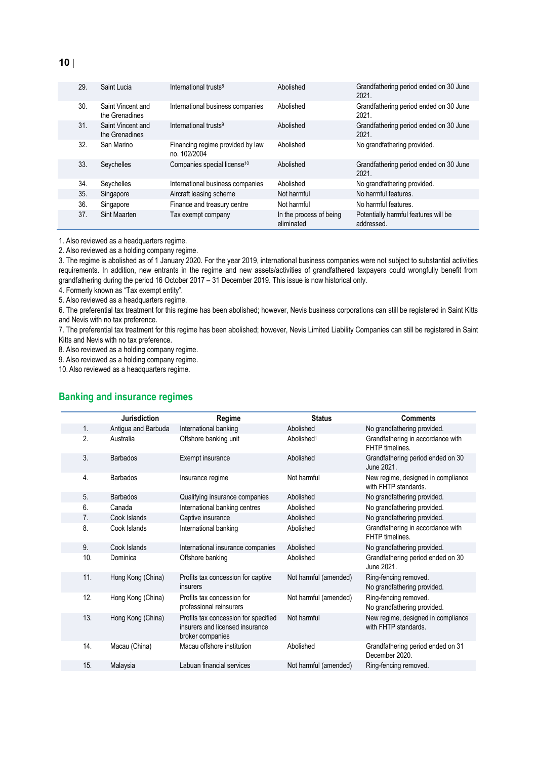| | Jurisdiction | Regime | Status | Comments |
|---|---|---|---|---|
| 29. | Saint Lucia | International trusts[8] | Abolished | Grandfathering period ended on 30 June 2021. |
| 30. | Saint Vincent and the Grenadines | International business companies | Abolished | Grandfathering period ended on 30 June 2021. |
| 31. | Saint Vincent and the Grenadines | International trusts[9] | Abolished | Grandfathering period ended on 30 June 2021. |
| 32. | San Marino | Financing regime provided by law no. 102/2004 | Abolished | No grandfathering provided. |
| 33. | Seychelles | Companies special license[10] | Abolished | Grandfathering period ended on 30 June 2021. |
| 34. | Seychelles | International business companies | Abolished | No grandfathering provided. |
| 35. | Singapore | Aircraft leasing scheme | Not harmful | No harmful features. |
| 36. | Singapore | Finance and treasury centre | Not harmful | No harmful features. |
| 37. | Sint Maarten | Tax exempt company | In the process of being eliminated | Potentially harmful features will be addressed. |

1. Also reviewed as a headquarters regime.
2. Also reviewed as a holding company regime.
3. The regime is abolished as of 1 January 2020. For the year 2019, international business companies were not subject to substantial activities requirements. In addition, new entrants in the regime and new assets/activities of grandfathered taxpayers could wrongfully benefit from grandfathering during the period 16 October 2017 – 31 December 2019. This issue is now historical only.
4. Formerly known as "Tax exempt entity".
5. Also reviewed as a headquarters regime.
6. The preferential tax treatment for this regime has been abolished; however, Nevis business corporations can still be registered in Saint Kitts and Nevis with no tax preference.
7. The preferential tax treatment for this regime has been abolished; however, Nevis Limited Liability Companies can still be registered in Saint Kitts and Nevis with no tax preference.
8. Also reviewed as a holding company regime.
9. Also reviewed as a holding company regime.
10. Also reviewed as a headquarters regime.

## Banking and insurance regimes

| | Jurisdiction | Regime | Status | Comments |
|---|---|---|---|---|
| 1. | Antigua and Barbuda | International banking | Abolished | No grandfathering provided. |
| 2. | Australia | Offshore banking unit | Abolished[1] | Grandfathering in accordance with FHTP timelines. |
| 3. | Barbados | Exempt insurance | Abolished | Grandfathering period ended on 30 June 2021. |
| 4. | Barbados | Insurance regime | Not harmful | New regime, designed in compliance with FHTP standards. |
| 5. | Barbados | Qualifying insurance companies | Abolished | No grandfathering provided. |
| 6. | Canada | International banking centres | Abolished | No grandfathering provided. |
| 7. | Cook Islands | Captive insurance | Abolished | No grandfathering provided. |
| 8. | Cook Islands | International banking | Abolished | Grandfathering in accordance with FHTP timelines. |
| 9. | Cook Islands | International insurance companies | Abolished | No grandfathering provided. |
| 10. | Dominica | Offshore banking | Abolished | Grandfathering period ended on 30 June 2021. |
| 11. | Hong Kong (China) | Profits tax concession for captive insurers | Not harmful (amended) | Ring-fencing removed.<br>No grandfathering provided. |
| 12. | Hong Kong (China) | Profits tax concession for professional reinsurers | Not harmful (amended) | Ring-fencing removed.<br>No grandfathering provided. |
| 13. | Hong Kong (China) | Profits tax concession for specified insurers and licensed insurance broker companies | Not harmful | New regime, designed in compliance with FHTP standards. |
| 14. | Macau (China) | Macau offshore institution | Abolished | Grandfathering period ended on 31 December 2020. |
| 15. | Malaysia | Labuan financial services | Not harmful (amended) | Ring-fencing removed. |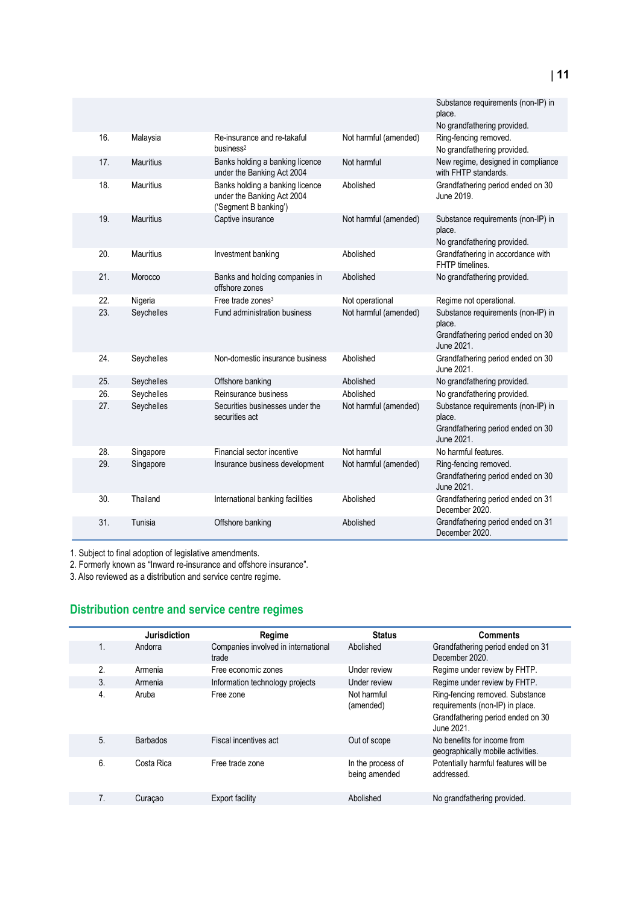| | | | | |
|---|---|---|---|---|
| | | | | Substance requirements (non-IP) in place. No grandfathering provided. |
| 16. | Malaysia | Re-insurance and re-takaful business[2] | Not harmful (amended) | Ring-fencing removed. No grandfathering provided. |
| 17. | Mauritius | Banks holding a banking licence under the Banking Act 2004 | Not harmful | New regime, designed in compliance with FHTP standards. |
| 18. | Mauritius | Banks holding a banking licence under the Banking Act 2004 ('Segment B banking') | Abolished | Grandfathering period ended on 30 June 2019. |
| 19. | Mauritius | Captive insurance | Not harmful (amended) | Substance requirements (non-IP) in place. No grandfathering provided. |
| 20. | Mauritius | Investment banking | Abolished | Grandfathering in accordance with FHTP timelines. |
| 21. | Morocco | Banks and holding companies in offshore zones | Abolished | No grandfathering provided. |
| 22. | Nigeria | Free trade zones[3] | Not operational | Regime not operational. |
| 23. | Seychelles | Fund administration business | Not harmful (amended) | Substance requirements (non-IP) in place. Grandfathering period ended on 30 June 2021. |
| 24. | Seychelles | Non-domestic insurance business | Abolished | Grandfathering period ended on 30 June 2021. |
| 25. | Seychelles | Offshore banking | Abolished | No grandfathering provided. |
| 26. | Seychelles | Reinsurance business | Abolished | No grandfathering provided. |
| 27. | Seychelles | Securities businesses under the securities act | Not harmful (amended) | Substance requirements (non-IP) in place. Grandfathering period ended on 30 June 2021. |
| 28. | Singapore | Financial sector incentive | Not harmful | No harmful features. |
| 29. | Singapore | Insurance business development | Not harmful (amended) | Ring-fencing removed. Grandfathering period ended on 30 June 2021. |
| 30. | Thailand | International banking facilities | Abolished | Grandfathering period ended on 31 December 2020. |
| 31. | Tunisia | Offshore banking | Abolished | Grandfathering period ended on 31 December 2020. |

1. Subject to final adoption of legislative amendments.
2. Formerly known as "Inward re-insurance and offshore insurance".
3. Also reviewed as a distribution and service centre regime.

## Distribution centre and service centre regimes

| | Jurisdiction | Regime | Status | Comments |
|---|---|---|---|---|
| 1. | Andorra | Companies involved in international trade | Abolished | Grandfathering period ended on 31 December 2020. |
| 2. | Armenia | Free economic zones | Under review | Regime under review by FHTP. |
| 3. | Armenia | Information technology projects | Under review | Regime under review by FHTP. |
| 4. | Aruba | Free zone | Not harmful (amended) | Ring-fencing removed. Substance requirements (non-IP) in place. Grandfathering period ended on 30 June 2021. |
| 5. | Barbados | Fiscal incentives act | Out of scope | No benefits for income from geographically mobile activities. |
| 6. | Costa Rica | Free trade zone | In the process of being amended | Potentially harmful features will be addressed. |
| 7. | Curaçao | Export facility | Abolished | No grandfathering provided. |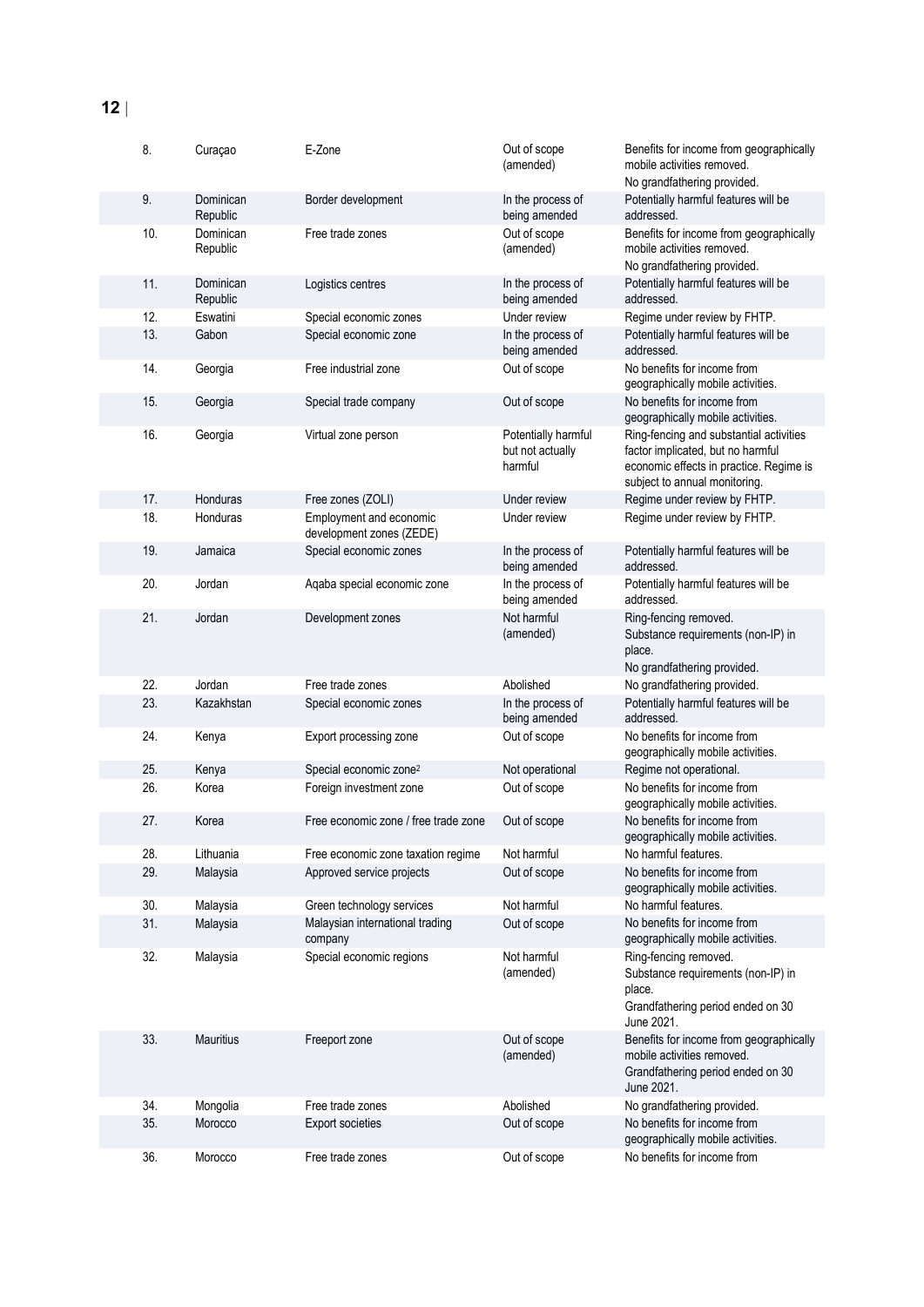| | | | | |
|---|---|---|---|---|
| 8. | Curaçao | E-Zone | Out of scope (amended) | Benefits for income from geographically mobile activities removed. No grandfathering provided. |
| 9. | Dominican Republic | Border development | In the process of being amended | Potentially harmful features will be addressed. |
| 10. | Dominican Republic | Free trade zones | Out of scope (amended) | Benefits for income from geographically mobile activities removed. No grandfathering provided. |
| 11. | Dominican Republic | Logistics centres | In the process of being amended | Potentially harmful features will be addressed. |
| 12. | Eswatini | Special economic zones | Under review | Regime under review by FHTP. |
| 13. | Gabon | Special economic zone | In the process of being amended | Potentially harmful features will be addressed. |
| 14. | Georgia | Free industrial zone | Out of scope | No benefits for income from geographically mobile activities. |
| 15. | Georgia | Special trade company | Out of scope | No benefits for income from geographically mobile activities. |
| 16. | Georgia | Virtual zone person | Potentially harmful but not actually harmful | Ring-fencing and substantial activities factor implicated, but no harmful economic effects in practice. Regime is subject to annual monitoring. |
| 17. | Honduras | Free zones (ZOLI) | Under review | Regime under review by FHTP. |
| 18. | Honduras | Employment and economic development zones (ZEDE) | Under review | Regime under review by FHTP. |
| 19. | Jamaica | Special economic zones | In the process of being amended | Potentially harmful features will be addressed. |
| 20. | Jordan | Aqaba special economic zone | In the process of being amended | Potentially harmful features will be addressed. |
| 21. | Jordan | Development zones | Not harmful (amended) | Ring-fencing removed. Substance requirements (non-IP) in place. No grandfathering provided. |
| 22. | Jordan | Free trade zones | Abolished | No grandfathering provided. |
| 23. | Kazakhstan | Special economic zones | In the process of being amended | Potentially harmful features will be addressed. |
| 24. | Kenya | Export processing zone | Out of scope | No benefits for income from geographically mobile activities. |
| 25. | Kenya | Special economic zone[2] | Not operational | Regime not operational. |
| 26. | Korea | Foreign investment zone | Out of scope | No benefits for income from geographically mobile activities. |
| 27. | Korea | Free economic zone / free trade zone | Out of scope | No benefits for income from geographically mobile activities. |
| 28. | Lithuania | Free economic zone taxation regime | Not harmful | No harmful features. |
| 29. | Malaysia | Approved service projects | Out of scope | No benefits for income from geographically mobile activities. |
| 30. | Malaysia | Green technology services | Not harmful | No harmful features. |
| 31. | Malaysia | Malaysian international trading company | Out of scope | No benefits for income from geographically mobile activities. |
| 32. | Malaysia | Special economic regions | Not harmful (amended) | Ring-fencing removed. Substance requirements (non-IP) in place. Grandfathering period ended on 30 June 2021. |
| 33. | Mauritius | Freeport zone | Out of scope (amended) | Benefits for income from geographically mobile activities removed. Grandfathering period ended on 30 June 2021. |
| 34. | Mongolia | Free trade zones | Abolished | No grandfathering provided. |
| 35. | Morocco | Export societies | Out of scope | No benefits for income from geographically mobile activities. |
| 36. | Morocco | Free trade zones | Out of scope | No benefits for income from |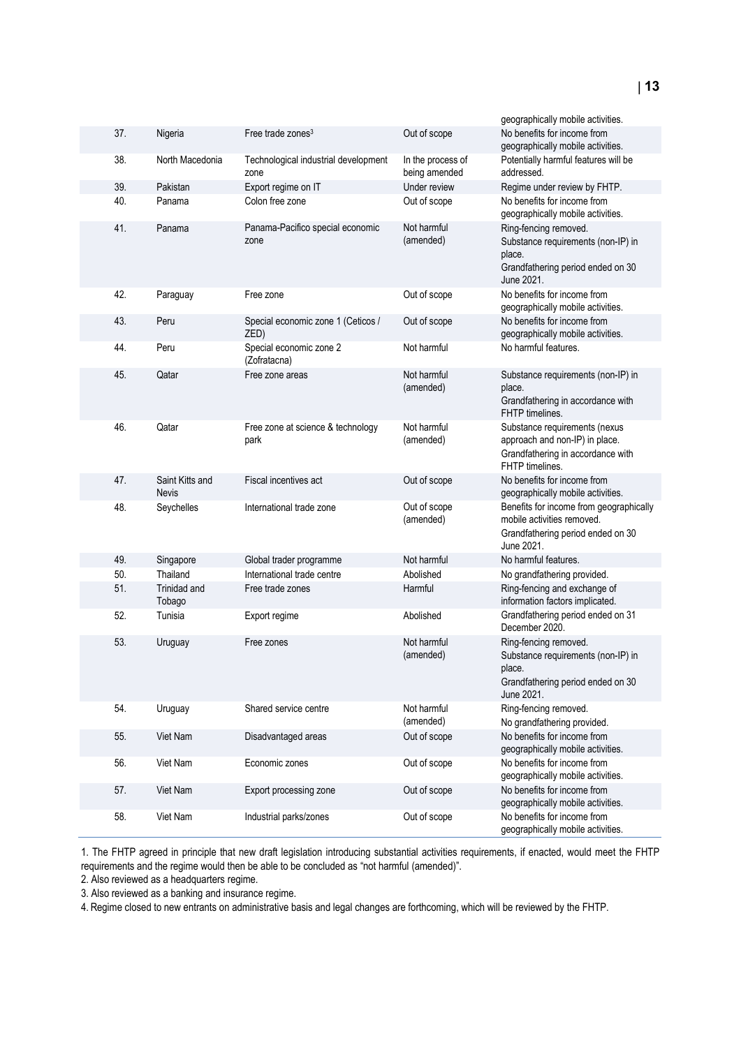| | | | | geographically mobile activities. |
|---|---|---|---|---|
| 37. | Nigeria | Free trade zones[3] | Out of scope | No benefits for income from geographically mobile activities. |
| 38. | North Macedonia | Technological industrial development zone | In the process of being amended | Potentially harmful features will be addressed. |
| 39. | Pakistan | Export regime on IT | Under review | Regime under review by FHTP. |
| 40. | Panama | Colon free zone | Out of scope | No benefits for income from geographically mobile activities. |
| 41. | Panama | Panama-Pacifico special economic zone | Not harmful (amended) | Ring-fencing removed.<br>Substance requirements (non-IP) in place.<br>Grandfathering period ended on 30 June 2021. |
| 42. | Paraguay | Free zone | Out of scope | No benefits for income from geographically mobile activities. |
| 43. | Peru | Special economic zone 1 (Ceticos / ZED) | Out of scope | No benefits for income from geographically mobile activities. |
| 44. | Peru | Special economic zone 2 (Zofratacna) | Not harmful | No harmful features. |
| 45. | Qatar | Free zone areas | Not harmful (amended) | Substance requirements (non-IP) in place.<br>Grandfathering in accordance with FHTP timelines. |
| 46. | Qatar | Free zone at science & technology park | Not harmful (amended) | Substance requirements (nexus approach and non-IP) in place.<br>Grandfathering in accordance with FHTP timelines. |
| 47. | Saint Kitts and Nevis | Fiscal incentives act | Out of scope | No benefits for income from geographically mobile activities. |
| 48. | Seychelles | International trade zone | Out of scope (amended) | Benefits for income from geographically mobile activities removed.<br>Grandfathering period ended on 30 June 2021. |
| 49. | Singapore | Global trader programme | Not harmful | No harmful features. |
| 50. | Thailand | International trade centre | Abolished | No grandfathering provided. |
| 51. | Trinidad and Tobago | Free trade zones | Harmful | Ring-fencing and exchange of information factors implicated. |
| 52. | Tunisia | Export regime | Abolished | Grandfathering period ended on 31 December 2020. |
| 53. | Uruguay | Free zones | Not harmful (amended) | Ring-fencing removed.<br>Substance requirements (non-IP) in place.<br>Grandfathering period ended on 30 June 2021. |
| 54. | Uruguay | Shared service centre | Not harmful (amended) | Ring-fencing removed.<br>No grandfathering provided. |
| 55. | Viet Nam | Disadvantaged areas | Out of scope | No benefits for income from geographically mobile activities. |
| 56. | Viet Nam | Economic zones | Out of scope | No benefits for income from geographically mobile activities. |
| 57. | Viet Nam | Export processing zone | Out of scope | No benefits for income from geographically mobile activities. |
| 58. | Viet Nam | Industrial parks/zones | Out of scope | No benefits for income from geographically mobile activities. |

1. The FHTP agreed in principle that new draft legislation introducing substantial activities requirements, if enacted, would meet the FHTP requirements and the regime would then be able to be concluded as "not harmful (amended)".
2. Also reviewed as a headquarters regime.
3. Also reviewed as a banking and insurance regime.
4. Regime closed to new entrants on administrative basis and legal changes are forthcoming, which will be reviewed by the FHTP.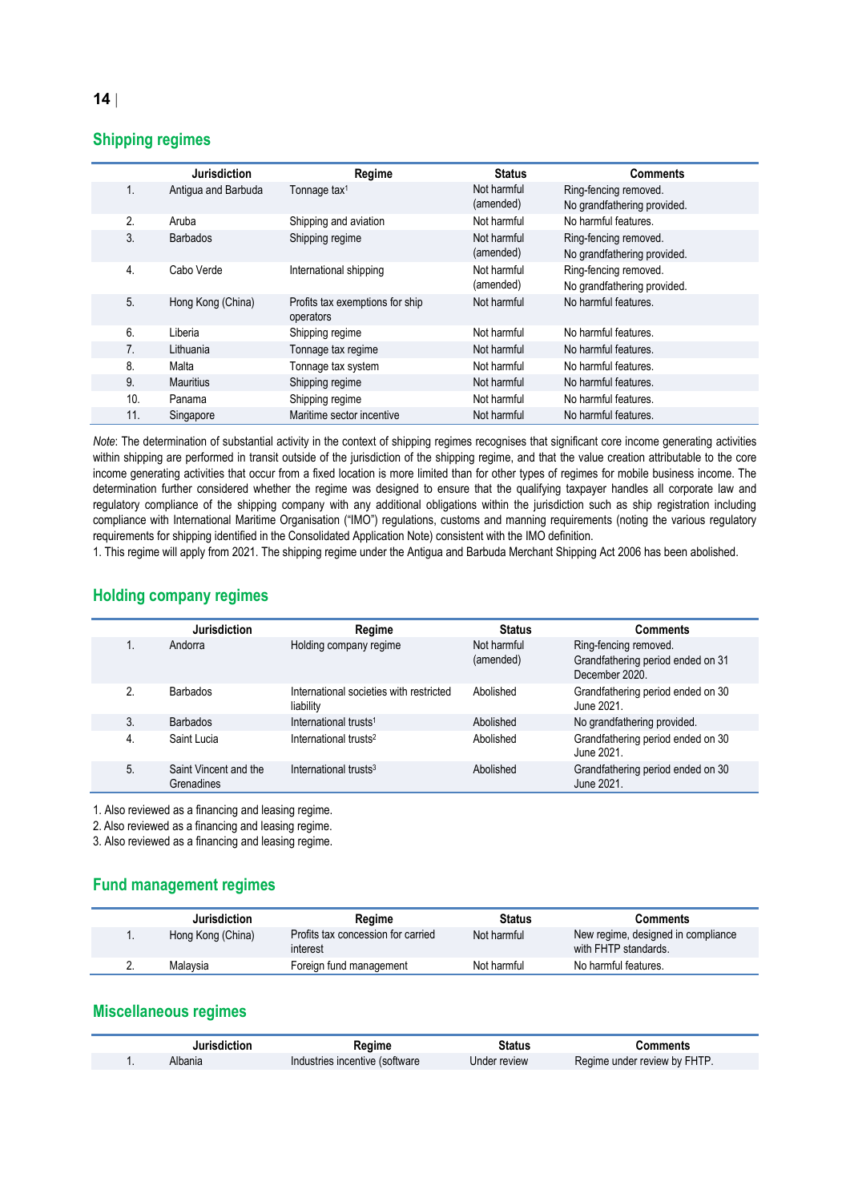## Shipping regimes

| | Jurisdiction | Regime | Status | Comments |
|---|---|---|---|---|
| 1. | Antigua and Barbuda | Tonnage tax[1] | Not harmful (amended) | Ring-fencing removed. No grandfathering provided. |
| 2. | Aruba | Shipping and aviation | Not harmful | No harmful features. |
| 3. | Barbados | Shipping regime | Not harmful (amended) | Ring-fencing removed. No grandfathering provided. |
| 4. | Cabo Verde | International shipping | Not harmful (amended) | Ring-fencing removed. No grandfathering provided. |
| 5. | Hong Kong (China) | Profits tax exemptions for ship operators | Not harmful | No harmful features. |
| 6. | Liberia | Shipping regime | Not harmful | No harmful features. |
| 7. | Lithuania | Tonnage tax regime | Not harmful | No harmful features. |
| 8. | Malta | Tonnage tax system | Not harmful | No harmful features. |
| 9. | Mauritius | Shipping regime | Not harmful | No harmful features. |
| 10. | Panama | Shipping regime | Not harmful | No harmful features. |
| 11. | Singapore | Maritime sector incentive | Not harmful | No harmful features. |

*Note*: The determination of substantial activity in the context of shipping regimes recognises that significant core income generating activities within shipping are performed in transit outside of the jurisdiction of the shipping regime, and that the value creation attributable to the core income generating activities that occur from a fixed location is more limited than for other types of regimes for mobile business income. The determination further considered whether the regime was designed to ensure that the qualifying taxpayer handles all corporate law and regulatory compliance of the shipping company with any additional obligations within the jurisdiction such as ship registration including compliance with International Maritime Organisation ("IMO") regulations, customs and manning requirements (noting the various regulatory requirements for shipping identified in the Consolidated Application Note) consistent with the IMO definition.

1. This regime will apply from 2021. The shipping regime under the Antigua and Barbuda Merchant Shipping Act 2006 has been abolished.

## Holding company regimes

| | Jurisdiction | Regime | Status | Comments |
|---|---|---|---|---|
| 1. | Andorra | Holding company regime | Not harmful (amended) | Ring-fencing removed. Grandfathering period ended on 31 December 2020. |
| 2. | Barbados | International societies with restricted liability | Abolished | Grandfathering period ended on 30 June 2021. |
| 3. | Barbados | International trusts[1] | Abolished | No grandfathering provided. |
| 4. | Saint Lucia | International trusts[2] | Abolished | Grandfathering period ended on 30 June 2021. |
| 5. | Saint Vincent and the Grenadines | International trusts[3] | Abolished | Grandfathering period ended on 30 June 2021. |

1. Also reviewed as a financing and leasing regime.
2. Also reviewed as a financing and leasing regime.
3. Also reviewed as a financing and leasing regime.

## Fund management regimes

| | Jurisdiction | Regime | Status | Comments |
|---|---|---|---|---|
| 1. | Hong Kong (China) | Profits tax concession for carried interest | Not harmful | New regime, designed in compliance with FHTP standards. |
| 2. | Malaysia | Foreign fund management | Not harmful | No harmful features. |

## Miscellaneous regimes

| | Jurisdiction | Regime | Status | Comments |
|---|---|---|---|---|
| 1. | Albania | Industries incentive (software | Under review | Regime under review by FHTP. |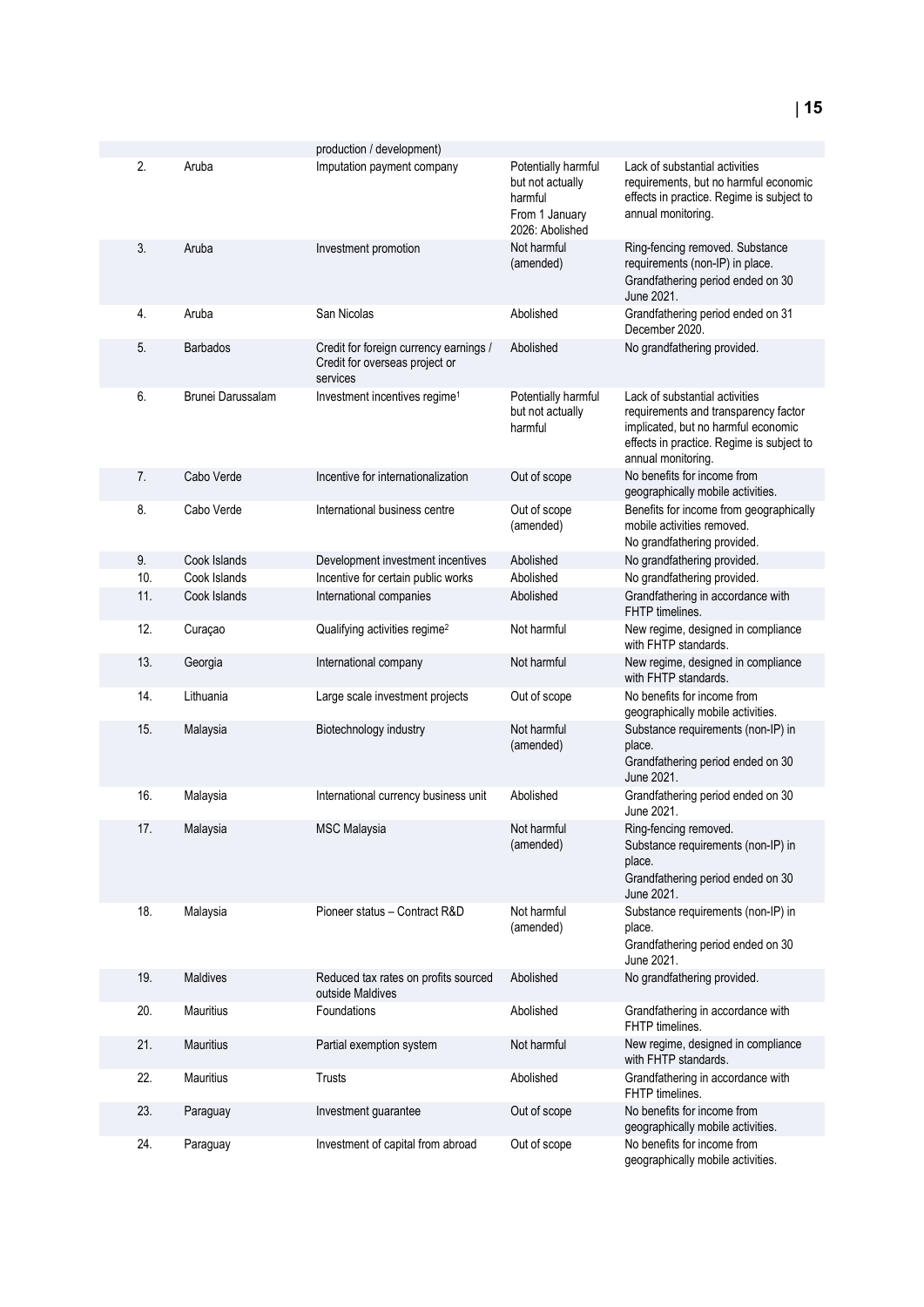| | | | | |
|---|---|---|---|---|
| | | production / development) | | |
| 2. | Aruba | Imputation payment company | Potentially harmful but not actually harmful<br>From 1 January 2026: Abolished | Lack of substantial activities requirements, but no harmful economic effects in practice. Regime is subject to annual monitoring. |
| 3. | Aruba | Investment promotion | Not harmful (amended) | Ring-fencing removed. Substance requirements (non-IP) in place.<br>Grandfathering period ended on 30 June 2021. |
| 4. | Aruba | San Nicolas | Abolished | Grandfathering period ended on 31 December 2020. |
| 5. | Barbados | Credit for foreign currency earnings / Credit for overseas project or services | Abolished | No grandfathering provided. |
| 6. | Brunei Darussalam | Investment incentives regime[1] | Potentially harmful but not actually harmful | Lack of substantial activities requirements and transparency factor implicated, but no harmful economic effects in practice. Regime is subject to annual monitoring. |
| 7. | Cabo Verde | Incentive for internationalization | Out of scope | No benefits for income from geographically mobile activities. |
| 8. | Cabo Verde | International business centre | Out of scope (amended) | Benefits for income from geographically mobile activities removed.<br>No grandfathering provided. |
| 9. | Cook Islands | Development investment incentives | Abolished | No grandfathering provided. |
| 10. | Cook Islands | Incentive for certain public works | Abolished | No grandfathering provided. |
| 11. | Cook Islands | International companies | Abolished | Grandfathering in accordance with FHTP timelines. |
| 12. | Curaçao | Qualifying activities regime[2] | Not harmful | New regime, designed in compliance with FHTP standards. |
| 13. | Georgia | International company | Not harmful | New regime, designed in compliance with FHTP standards. |
| 14. | Lithuania | Large scale investment projects | Out of scope | No benefits for income from geographically mobile activities. |
| 15. | Malaysia | Biotechnology industry | Not harmful (amended) | Substance requirements (non-IP) in place.<br>Grandfathering period ended on 30 June 2021. |
| 16. | Malaysia | International currency business unit | Abolished | Grandfathering period ended on 30 June 2021. |
| 17. | Malaysia | MSC Malaysia | Not harmful (amended) | Ring-fencing removed.<br>Substance requirements (non-IP) in place.<br>Grandfathering period ended on 30 June 2021. |
| 18. | Malaysia | Pioneer status – Contract R&D | Not harmful (amended) | Substance requirements (non-IP) in place.<br>Grandfathering period ended on 30 June 2021. |
| 19. | Maldives | Reduced tax rates on profits sourced outside Maldives | Abolished | No grandfathering provided. |
| 20. | Mauritius | Foundations | Abolished | Grandfathering in accordance with FHTP timelines. |
| 21. | Mauritius | Partial exemption system | Not harmful | New regime, designed in compliance with FHTP standards. |
| 22. | Mauritius | Trusts | Abolished | Grandfathering in accordance with FHTP timelines. |
| 23. | Paraguay | Investment guarantee | Out of scope | No benefits for income from geographically mobile activities. |
| 24. | Paraguay | Investment of capital from abroad | Out of scope | No benefits for income from geographically mobile activities. |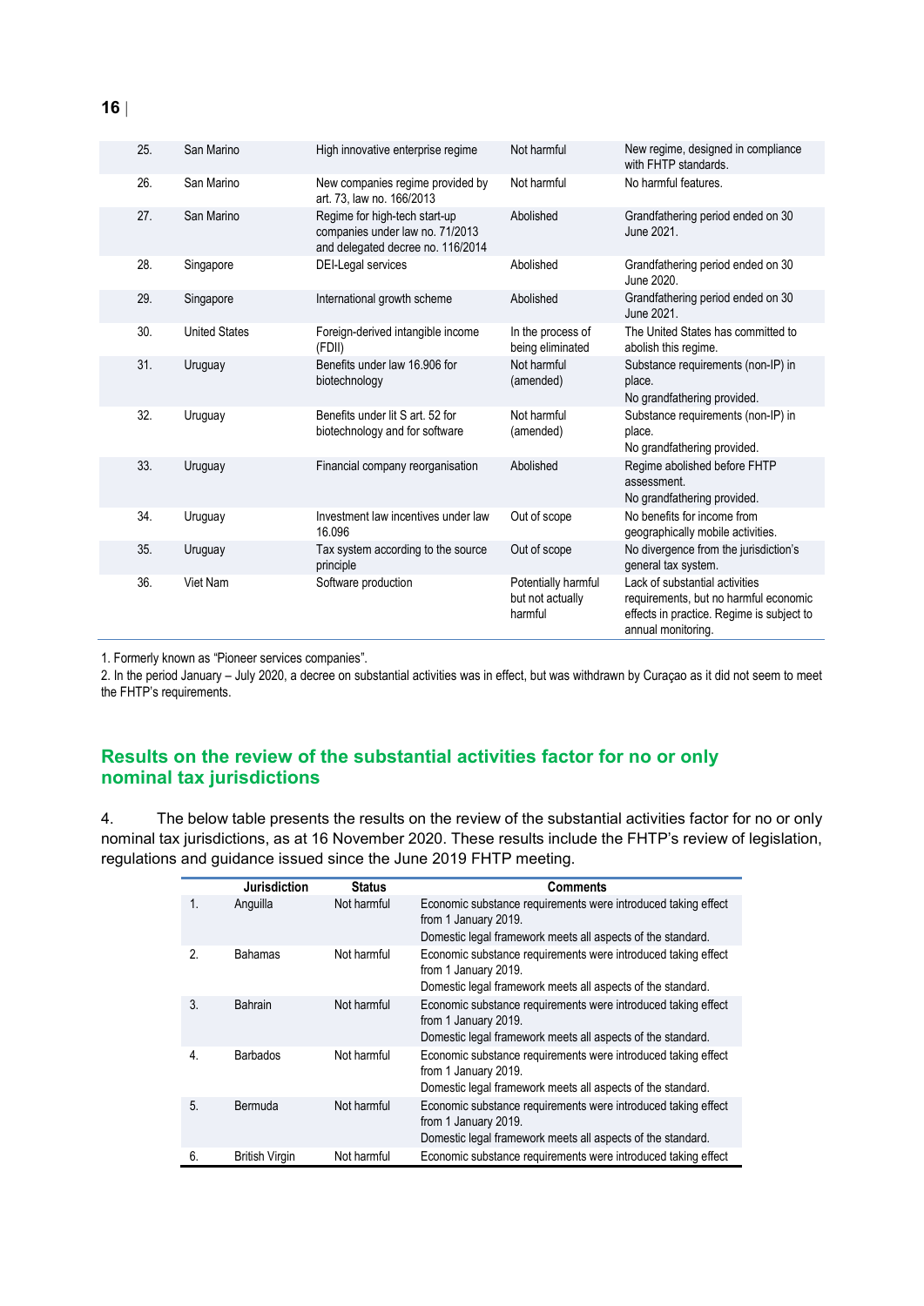| | | | | |
|---|---|---|---|---|
| 25. | San Marino | High innovative enterprise regime | Not harmful | New regime, designed in compliance with FHTP standards. |
| 26. | San Marino | New companies regime provided by art. 73, law no. 166/2013 | Not harmful | No harmful features. |
| 27. | San Marino | Regime for high-tech start-up companies under law no. 71/2013 and delegated decree no. 116/2014 | Abolished | Grandfathering period ended on 30 June 2021. |
| 28. | Singapore | DEI-Legal services | Abolished | Grandfathering period ended on 30 June 2020. |
| 29. | Singapore | International growth scheme | Abolished | Grandfathering period ended on 30 June 2021. |
| 30. | United States | Foreign-derived intangible income (FDII) | In the process of being eliminated | The United States has committed to abolish this regime. |
| 31. | Uruguay | Benefits under law 16.906 for biotechnology | Not harmful (amended) | Substance requirements (non-IP) in place.<br>No grandfathering provided. |
| 32. | Uruguay | Benefits under lit S art. 52 for biotechnology and for software | Not harmful (amended) | Substance requirements (non-IP) in place.<br>No grandfathering provided. |
| 33. | Uruguay | Financial company reorganisation | Abolished | Regime abolished before FHTP assessment.<br>No grandfathering provided. |
| 34. | Uruguay | Investment law incentives under law 16.096 | Out of scope | No benefits for income from geographically mobile activities. |
| 35. | Uruguay | Tax system according to the source principle | Out of scope | No divergence from the jurisdiction's general tax system. |
| 36. | Viet Nam | Software production | Potentially harmful but not actually harmful | Lack of substantial activities requirements, but no harmful economic effects in practice. Regime is subject to annual monitoring. |

1. Formerly known as "Pioneer services companies".

2. In the period January – July 2020, a decree on substantial activities was in effect, but was withdrawn by Curaçao as it did not seem to meet the FHTP's requirements.

## Results on the review of the substantial activities factor for no or only nominal tax jurisdictions

4. The below table presents the results on the review of the substantial activities factor for no or only nominal tax jurisdictions, as at 16 November 2020. These results include the FHTP's review of legislation, regulations and guidance issued since the June 2019 FHTP meeting.

| | Jurisdiction | Status | Comments |
|---|---|---|---|
| 1. | Anguilla | Not harmful | Economic substance requirements were introduced taking effect from 1 January 2019.<br>Domestic legal framework meets all aspects of the standard. |
| 2. | Bahamas | Not harmful | Economic substance requirements were introduced taking effect from 1 January 2019.<br>Domestic legal framework meets all aspects of the standard. |
| 3. | Bahrain | Not harmful | Economic substance requirements were introduced taking effect from 1 January 2019.<br>Domestic legal framework meets all aspects of the standard. |
| 4. | Barbados | Not harmful | Economic substance requirements were introduced taking effect from 1 January 2019.<br>Domestic legal framework meets all aspects of the standard. |
| 5. | Bermuda | Not harmful | Economic substance requirements were introduced taking effect from 1 January 2019.<br>Domestic legal framework meets all aspects of the standard. |
| 6. | British Virgin | Not harmful | Economic substance requirements were introduced taking effect |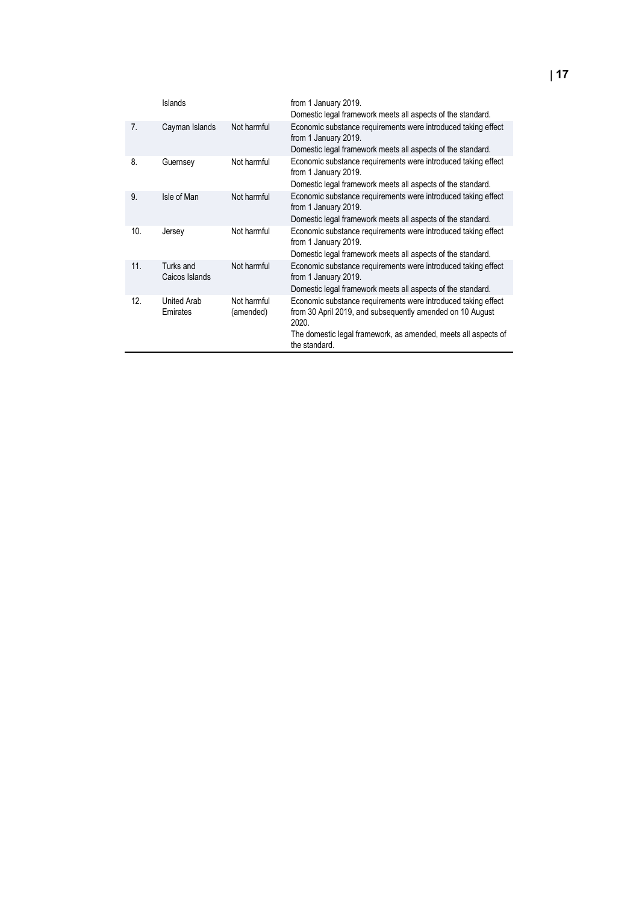| | | | |
|---|---|---|---|
| | Islands | | from 1 January 2019.<br>Domestic legal framework meets all aspects of the standard. |
| 7. | Cayman Islands | Not harmful | Economic substance requirements were introduced taking effect from 1 January 2019.<br>Domestic legal framework meets all aspects of the standard. |
| 8. | Guernsey | Not harmful | Economic substance requirements were introduced taking effect from 1 January 2019.<br>Domestic legal framework meets all aspects of the standard. |
| 9. | Isle of Man | Not harmful | Economic substance requirements were introduced taking effect from 1 January 2019.<br>Domestic legal framework meets all aspects of the standard. |
| 10. | Jersey | Not harmful | Economic substance requirements were introduced taking effect from 1 January 2019.<br>Domestic legal framework meets all aspects of the standard. |
| 11. | Turks and Caicos Islands | Not harmful | Economic substance requirements were introduced taking effect from 1 January 2019.<br>Domestic legal framework meets all aspects of the standard. |
| 12. | United Arab Emirates | Not harmful (amended) | Economic substance requirements were introduced taking effect from 30 April 2019, and subsequently amended on 10 August 2020.<br>The domestic legal framework, as amended, meets all aspects of the standard. |